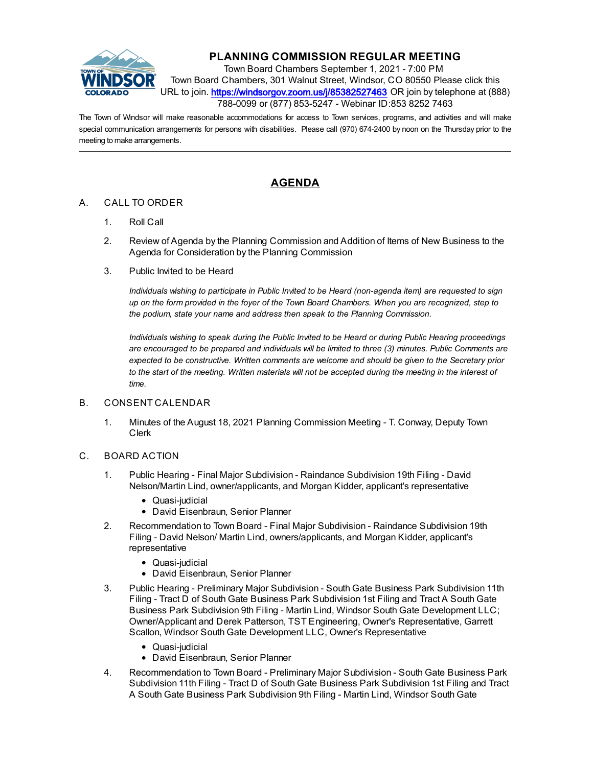# PLANNING COMMISSION REGULAR MEETING

Town Board Chambers September 1, 2021 - 7:00 PM
Town Board Chambers, 301 Walnut Street, Windsor, CO 80550 Please click this URL to join. https://windsorgov.zoom.us/j/85382527463 OR join by telephone at (888) 788-0099 or (877) 853-5247 - Webinar ID:853 8252 7463

The Town of Windsor will make reasonable accommodations for access to Town services, programs, and activities and will make special communication arrangements for persons with disabilities. Please call (970) 674-2400 by noon on the Thursday prior to the meeting to make arrangements.

---

## AGENDA

A. CALL TO ORDER

1. Roll Call
2. Review of Agenda by the Planning Commission and Addition of Items of New Business to the Agenda for Consideration by the Planning Commission
3. Public Invited to be Heard

   *Individuals wishing to participate in Public Invited to be Heard (non-agenda item) are requested to sign up on the form provided in the foyer of the Town Board Chambers. When you are recognized, step to the podium, state your name and address then speak to the Planning Commission.*

   *Individuals wishing to speak during the Public Invited to be Heard or during Public Hearing proceedings are encouraged to be prepared and individuals will be limited to three (3) minutes. Public Comments are expected to be constructive. Written comments are welcome and should be given to the Secretary prior to the start of the meeting. Written materials will not be accepted during the meeting in the interest of time.*

B. CONSENT CALENDAR

1. Minutes of the August 18, 2021 Planning Commission Meeting - T. Conway, Deputy Town Clerk

C. BOARD ACTION

1. Public Hearing - Final Major Subdivision - Raindance Subdivision 19th Filing - David Nelson/Martin Lind, owner/applicants, and Morgan Kidder, applicant's representative
   - Quasi-judicial
   - David Eisenbraun, Senior Planner
2. Recommendation to Town Board - Final Major Subdivision - Raindance Subdivision 19th Filing - David Nelson/ Martin Lind, owners/applicants, and Morgan Kidder, applicant's representative
   - Quasi-judicial
   - David Eisenbraun, Senior Planner
3. Public Hearing - Preliminary Major Subdivision - South Gate Business Park Subdivision 11th Filing - Tract D of South Gate Business Park Subdivision 1st Filing and Tract A South Gate Business Park Subdivision 9th Filing - Martin Lind, Windsor South Gate Development LLC; Owner/Applicant and Derek Patterson, TST Engineering, Owner's Representative, Garrett Scallon, Windsor South Gate Development LLC, Owner's Representative
   - Quasi-judicial
   - David Eisenbraun, Senior Planner
4. Recommendation to Town Board - Preliminary Major Subdivision - South Gate Business Park Subdivision 11th Filing - Tract D of South Gate Business Park Subdivision 1st Filing and Tract A South Gate Business Park Subdivision 9th Filing - Martin Lind, Windsor South Gate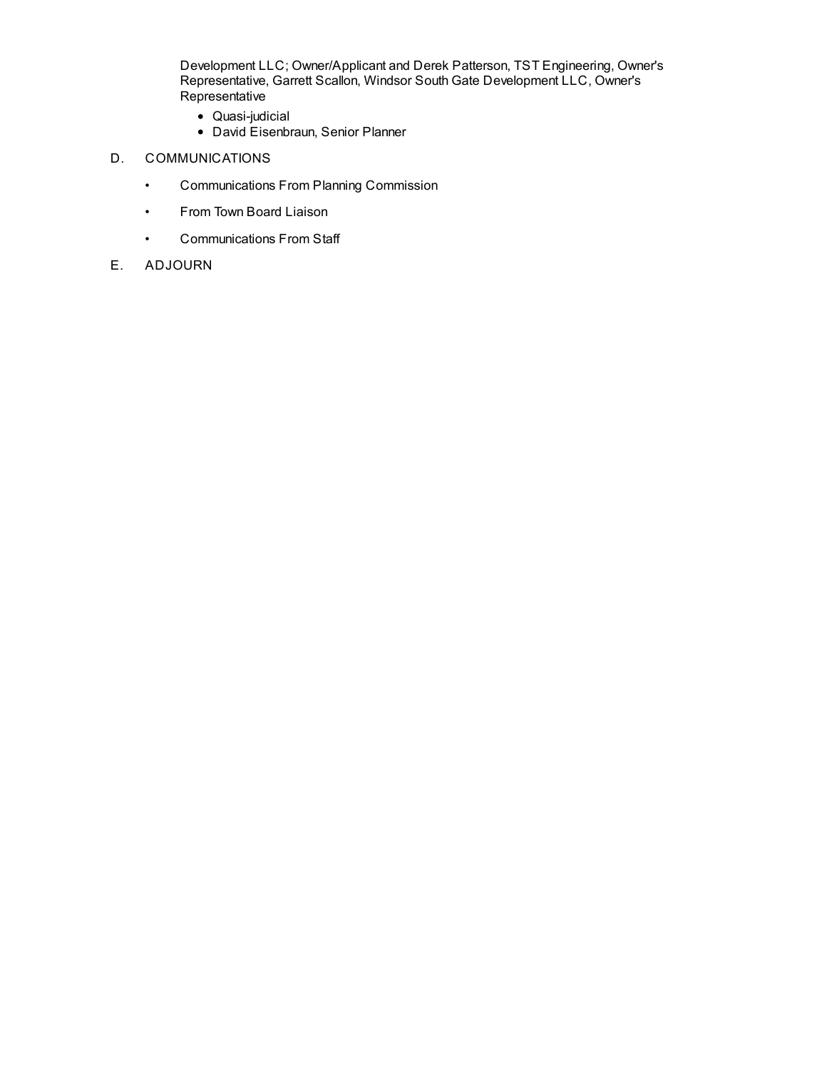Development LLC; Owner/Applicant and Derek Patterson, TST Engineering, Owner's Representative, Garrett Scallon, Windsor South Gate Development LLC, Owner's Representative

- Quasi-judicial
- David Eisenbraun, Senior Planner

D. COMMUNICATIONS

- Communications From Planning Commission
- From Town Board Liaison
- Communications From Staff

E. ADJOURN